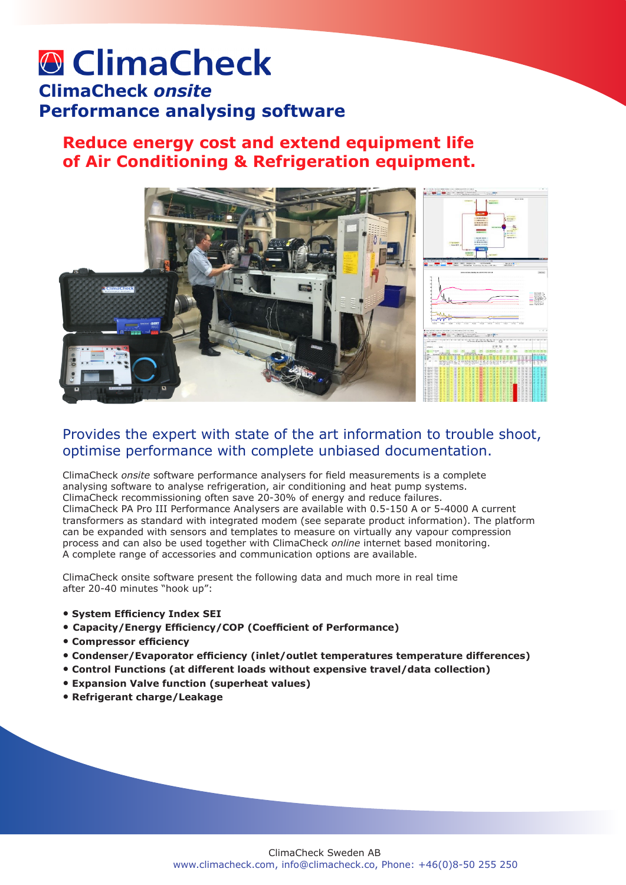# ClimaCheck

## ClimaCheck *onsite*
## Performance analysing software

### Reduce energy cost and extend equipment life of Air Conditioning & Refrigeration equipment.

### Provides the expert with state of the art information to trouble shoot, optimise performance with complete unbiased documentation.

ClimaCheck *onsite* software performance analysers for field measurements is a complete analysing software to analyse refrigeration, air conditioning and heat pump systems. ClimaCheck recommissioning often save 20-30% of energy and reduce failures. ClimaCheck PA Pro III Performance Analysers are available with 0.5-150 A or 5-4000 A current transformers as standard with integrated modem (see separate product information). The platform can be expanded with sensors and templates to measure on virtually any vapour compression process and can also be used together with ClimaCheck *online* internet based monitoring. A complete range of accessories and communication options are available.

ClimaCheck onsite software present the following data and much more in real time after 20-40 minutes "hook up":

- **System Efficiency Index SEI**
- **Capacity/Energy Efficiency/COP (Coefficient of Performance)**
- **Compressor efficiency**
- **Condenser/Evaporator efficiency (inlet/outlet temperatures temperature differences)**
- **Control Functions (at different loads without expensive travel/data collection)**
- **Expansion Valve function (superheat values)**
- **Refrigerant charge/Leakage**

ClimaCheck Sweden AB
www.climacheck.com, info@climacheck.co, Phone: +46(0)8-50 255 250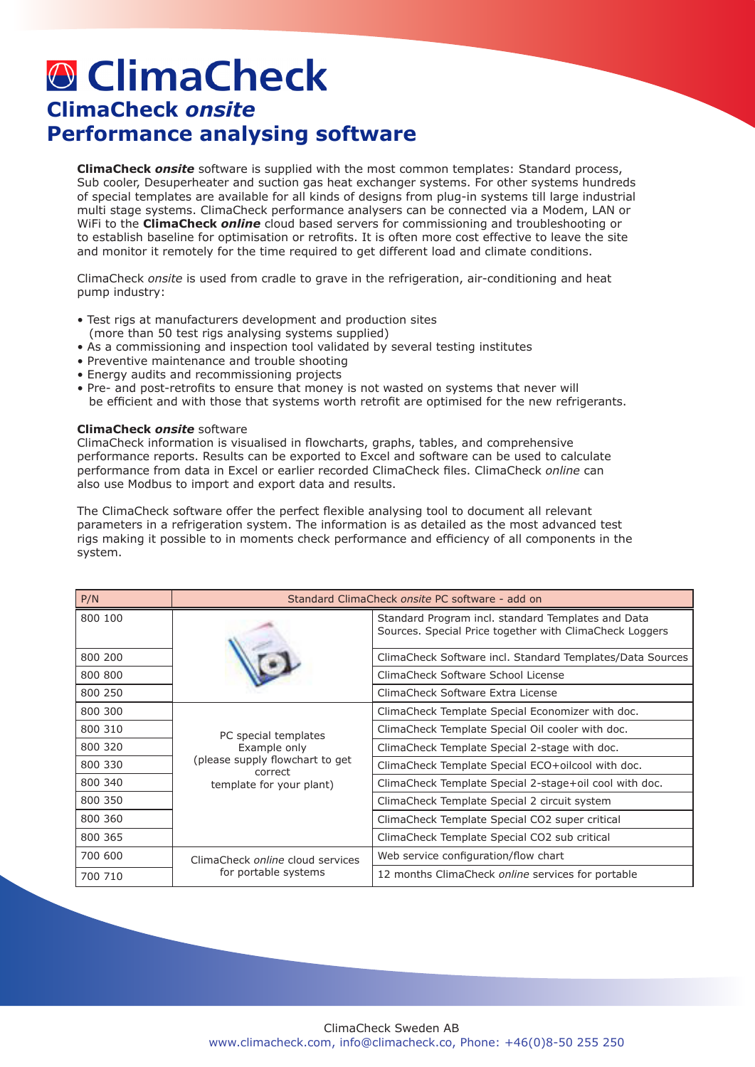# ClimaCheck

## ClimaCheck *onsite*
## Performance analysing software

**ClimaCheck *onsite*** software is supplied with the most common templates: Standard process, Sub cooler, Desuperheater and suction gas heat exchanger systems. For other systems hundreds of special templates are available for all kinds of designs from plug-in systems till large industrial multi stage systems. ClimaCheck performance analysers can be connected via a Modem, LAN or WiFi to the **ClimaCheck *online*** cloud based servers for commissioning and troubleshooting or to establish baseline for optimisation or retrofits. It is often more cost effective to leave the site and monitor it remotely for the time required to get different load and climate conditions.

ClimaCheck *onsite* is used from cradle to grave in the refrigeration, air-conditioning and heat pump industry:

- Test rigs at manufacturers development and production sites (more than 50 test rigs analysing systems supplied)
- As a commissioning and inspection tool validated by several testing institutes
- Preventive maintenance and trouble shooting
- Energy audits and recommissioning projects
- Pre- and post-retrofits to ensure that money is not wasted on systems that never will be efficient and with those that systems worth retrofit are optimised for the new refrigerants.

**ClimaCheck *onsite*** software
ClimaCheck information is visualised in flowcharts, graphs, tables, and comprehensive performance reports. Results can be exported to Excel and software can be used to calculate performance from data in Excel or earlier recorded ClimaCheck files. ClimaCheck *online* can also use Modbus to import and export data and results.

The ClimaCheck software offer the perfect flexible analysing tool to document all relevant parameters in a refrigeration system. The information is as detailed as the most advanced test rigs making it possible to in moments check performance and efficiency of all components in the system.

| P/N | Standard ClimaCheck *onsite* PC software - add on | |
|---|---|---|
| 800 100 | | Standard Program incl. standard Templates and Data Sources. Special Price together with ClimaCheck Loggers |
| 800 200 | | ClimaCheck Software incl. Standard Templates/Data Sources |
| 800 800 | | ClimaCheck Software School License |
| 800 250 | | ClimaCheck Software Extra License |
| 800 300 | PC special templates Example only (please supply flowchart to get correct template for your plant) | ClimaCheck Template Special Economizer with doc. |
| 800 310 | | ClimaCheck Template Special Oil cooler with doc. |
| 800 320 | | ClimaCheck Template Special 2-stage with doc. |
| 800 330 | | ClimaCheck Template Special ECO+oilcool with doc. |
| 800 340 | | ClimaCheck Template Special 2-stage+oil cool with doc. |
| 800 350 | | ClimaCheck Template Special 2 circuit system |
| 800 360 | | ClimaCheck Template Special CO2 super critical |
| 800 365 | | ClimaCheck Template Special CO2 sub critical |
| 700 600 | ClimaCheck *online* cloud services for portable systems | Web service configuration/flow chart |
| 700 710 | | 12 months ClimaCheck *online* services for portable |

ClimaCheck Sweden AB
www.climacheck.com, info@climacheck.co, Phone: +46(0)8-50 255 250